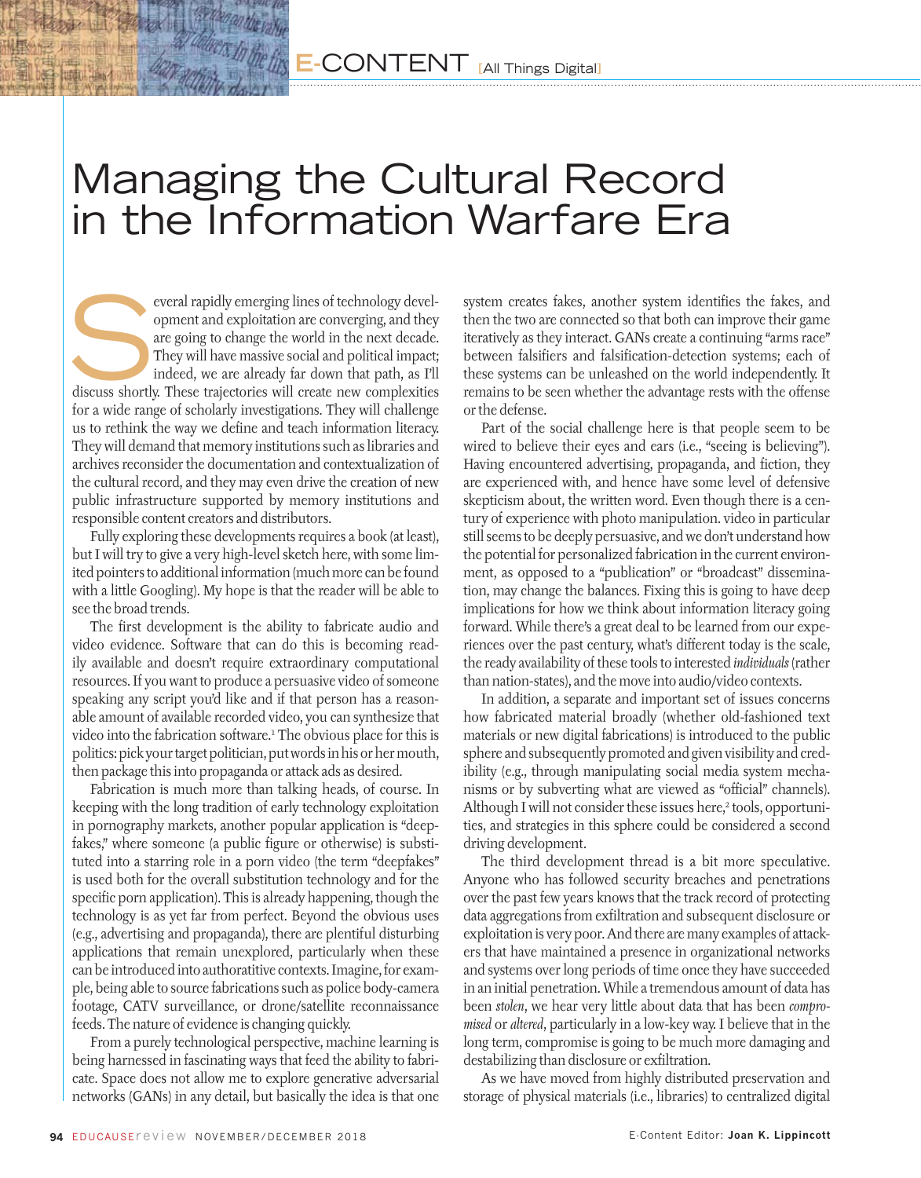# Managing the Cultural Record in the Information Warfare Era

Several rapidly emerging lines of technology development and exploitation are converging, and they are going to change the world in the next decade. They will have massive social and political impact; indeed, we are already far down that path, as I'll discuss shortly. These trajectories will create new complexities for a wide range of scholarly investigations. They will challenge us to rethink the way we define and teach information literacy. They will demand that memory institutions such as libraries and archives reconsider the documentation and contextualization of the cultural record, and they may even drive the creation of new public infrastructure supported by memory institutions and responsible content creators and distributors.

Fully exploring these developments requires a book (at least), but I will try to give a very high-level sketch here, with some limited pointers to additional information (much more can be found with a little Googling). My hope is that the reader will be able to see the broad trends.

The first development is the ability to fabricate audio and video evidence. Software that can do this is becoming readily available and doesn't require extraordinary computational resources. If you want to produce a persuasive video of someone speaking any script you'd like and if that person has a reasonable amount of available recorded video, you can synthesize that video into the fabrication software.[1] The obvious place for this is politics: pick your target politician, put words in his or her mouth, then package this into propaganda or attack ads as desired.

Fabrication is much more than talking heads, of course. In keeping with the long tradition of early technology exploitation in pornography markets, another popular application is "deepfakes," where someone (a public figure or otherwise) is substituted into a starring role in a porn video (the term "deepfakes" is used both for the overall substitution technology and for the specific porn application). This is already happening, though the technology is as yet far from perfect. Beyond the obvious uses (e.g., advertising and propaganda), there are plentiful disturbing applications that remain unexplored, particularly when these can be introduced into authoritative contexts. Imagine, for example, being able to source fabrications such as police body-camera footage, CATV surveillance, or drone/satellite reconnaissance feeds. The nature of evidence is changing quickly.

From a purely technological perspective, machine learning is being harnessed in fascinating ways that feed the ability to fabricate. Space does not allow me to explore generative adversarial networks (GANs) in any detail, but basically the idea is that one system creates fakes, another system identifies the fakes, and then the two are connected so that both can improve their game iteratively as they interact. GANs create a continuing "arms race" between falsifiers and falsification-detection systems; each of these systems can be unleashed on the world independently. It remains to be seen whether the advantage rests with the offense or the defense.

Part of the social challenge here is that people seem to be wired to believe their eyes and ears (i.e., "seeing is believing"). Having encountered advertising, propaganda, and fiction, they are experienced with, and hence have some level of defensive skepticism about, the written word. Even though there is a century of experience with photo manipulation. video in particular still seems to be deeply persuasive, and we don't understand how the potential for personalized fabrication in the current environment, as opposed to a "publication" or "broadcast" dissemination, may change the balances. Fixing this is going to have deep implications for how we think about information literacy going forward. While there's a great deal to be learned from our experiences over the past century, what's different today is the scale, the ready availability of these tools to interested *individuals* (rather than nation-states), and the move into audio/video contexts.

In addition, a separate and important set of issues concerns how fabricated material broadly (whether old-fashioned text materials or new digital fabrications) is introduced to the public sphere and subsequently promoted and given visibility and credibility (e.g., through manipulating social media system mechanisms or by subverting what are viewed as "official" channels). Although I will not consider these issues here,[2] tools, opportunities, and strategies in this sphere could be considered a second driving development.

The third development thread is a bit more speculative. Anyone who has followed security breaches and penetrations over the past few years knows that the track record of protecting data aggregations from exfiltration and subsequent disclosure or exploitation is very poor. And there are many examples of attackers that have maintained a presence in organizational networks and systems over long periods of time once they have succeeded in an initial penetration. While a tremendous amount of data has been *stolen*, we hear very little about data that has been *compromised* or *altered*, particularly in a low-key way. I believe that in the long term, compromise is going to be much more damaging and destabilizing than disclosure or exfiltration.

As we have moved from highly distributed preservation and storage of physical materials (i.e., libraries) to centralized digital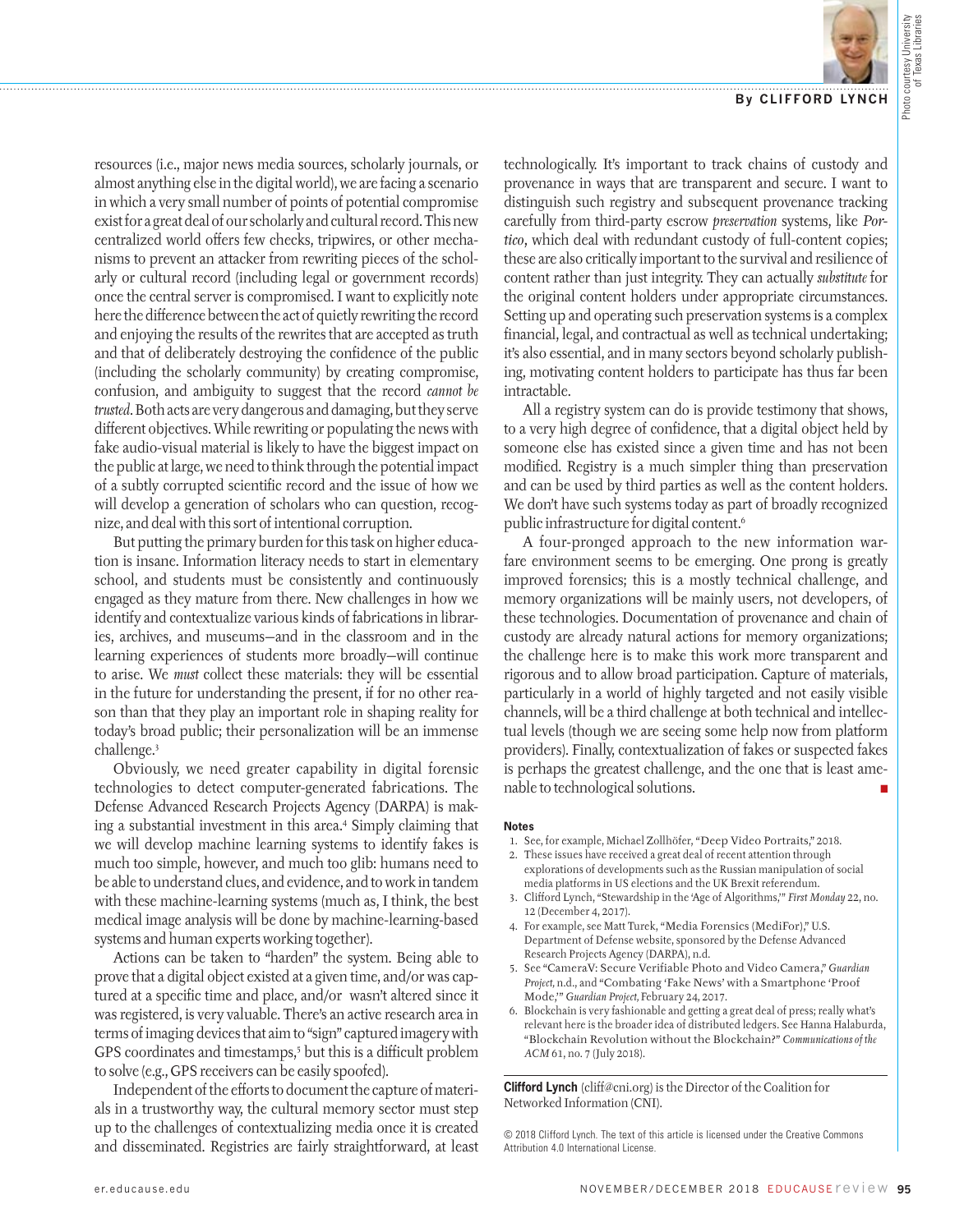By CLIFFORD LYNCH

resources (i.e., major news media sources, scholarly journals, or almost anything else in the digital world), we are facing a scenario in which a very small number of points of potential compromise exist for a great deal of our scholarly and cultural record. This new centralized world offers few checks, tripwires, or other mechanisms to prevent an attacker from rewriting pieces of the scholarly or cultural record (including legal or government records) once the central server is compromised. I want to explicitly note here the difference between the act of quietly rewriting the record and enjoying the results of the rewrites that are accepted as truth and that of deliberately destroying the confidence of the public (including the scholarly community) by creating compromise, confusion, and ambiguity to suggest that the record *cannot be trusted*. Both acts are very dangerous and damaging, but they serve different objectives. While rewriting or populating the news with fake audio-visual material is likely to have the biggest impact on the public at large, we need to think through the potential impact of a subtly corrupted scientific record and the issue of how we will develop a generation of scholars who can question, recognize, and deal with this sort of intentional corruption.

But putting the primary burden for this task on higher education is insane. Information literacy needs to start in elementary school, and students must be consistently and continuously engaged as they mature from there. New challenges in how we identify and contextualize various kinds of fabrications in libraries, archives, and museums—and in the classroom and in the learning experiences of students more broadly—will continue to arise. We *must* collect these materials: they will be essential in the future for understanding the present, if for no other reason than that they play an important role in shaping reality for today's broad public; their personalization will be an immense challenge.[3]

Obviously, we need greater capability in digital forensic technologies to detect computer-generated fabrications. The Defense Advanced Research Projects Agency (DARPA) is making a substantial investment in this area.[4] Simply claiming that we will develop machine learning systems to identify fakes is much too simple, however, and much too glib: humans need to be able to understand clues, and evidence, and to work in tandem with these machine-learning systems (much as, I think, the best medical image analysis will be done by machine-learning-based systems and human experts working together).

Actions can be taken to "harden" the system. Being able to prove that a digital object existed at a given time, and/or was captured at a specific time and place, and/or wasn't altered since it was registered, is very valuable. There's an active research area in terms of imaging devices that aim to "sign" captured imagery with GPS coordinates and timestamps,[5] but this is a difficult problem to solve (e.g., GPS receivers can be easily spoofed).

Independent of the efforts to document the capture of materials in a trustworthy way, the cultural memory sector must step up to the challenges of contextualizing media once it is created and disseminated. Registries are fairly straightforward, at least technologically. It's important to track chains of custody and provenance in ways that are transparent and secure. I want to distinguish such registry and subsequent provenance tracking carefully from third-party escrow *preservation* systems, like *Portico*, which deal with redundant custody of full-content copies; these are also critically important to the survival and resilience of content rather than just integrity. They can actually *substitute* for the original content holders under appropriate circumstances. Setting up and operating such preservation systems is a complex financial, legal, and contractual as well as technical undertaking; it's also essential, and in many sectors beyond scholarly publishing, motivating content holders to participate has thus far been intractable.

All a registry system can do is provide testimony that shows, to a very high degree of confidence, that a digital object held by someone else has existed since a given time and has not been modified. Registry is a much simpler thing than preservation and can be used by third parties as well as the content holders. We don't have such systems today as part of broadly recognized public infrastructure for digital content.[6]

A four-pronged approach to the new information warfare environment seems to be emerging. One prong is greatly improved forensics; this is a mostly technical challenge, and memory organizations will be mainly users, not developers, of these technologies. Documentation of provenance and chain of custody are already natural actions for memory organizations; the challenge here is to make this work more transparent and rigorous and to allow broad participation. Capture of materials, particularly in a world of highly targeted and not easily visible channels, will be a third challenge at both technical and intellectual levels (though we are seeing some help now from platform providers). Finally, contextualization of fakes or suspected fakes is perhaps the greatest challenge, and the one that is least amenable to technological solutions. ■

## Notes

1. See, for example, Michael Zollhöfer, "Deep Video Portraits," 2018.
2. These issues have received a great deal of recent attention through explorations of developments such as the Russian manipulation of social media platforms in US elections and the UK Brexit referendum.
3. Clifford Lynch, "Stewardship in the 'Age of Algorithms,'" *First Monday* 22, no. 12 (December 4, 2017).
4. For example, see Matt Turek, "Media Forensics (MediFor)," U.S. Department of Defense website, sponsored by the Defense Advanced Research Projects Agency (DARPA), n.d.
5. See "CameraV: Secure Verifiable Photo and Video Camera," *Guardian Project*, n.d., and "Combating 'Fake News' with a Smartphone 'Proof Mode,'" *Guardian Project*, February 24, 2017.
6. Blockchain is very fashionable and getting a great deal of press; really what's relevant here is the broader idea of distributed ledgers. See Hanna Halaburda, "Blockchain Revolution without the Blockchain?" *Communications of the ACM* 61, no. 7 (July 2018).

**Clifford Lynch** (cliff@cni.org) is the Director of the Coalition for Networked Information (CNI).

© 2018 Clifford Lynch. The text of this article is licensed under the Creative Commons Attribution 4.0 International License.